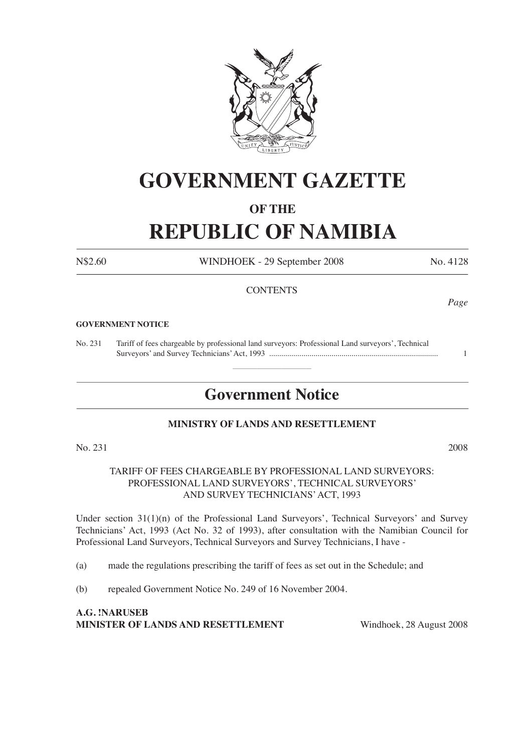# GOVERNMENT GAZETTE

## OF THE

# REPUBLIC OF NAMIBIA

N$2.60 WINDHOEK - 29 September 2008 No. 4128

CONTENTS

*Page*

**GOVERNMENT NOTICE**

No. 231 Tariff of fees chargeable by professional land surveyors: Professional Land surveyors', Technical Surveyors' and Survey Technicians' Act, 1993 ........ 1

---

## Government Notice

**MINISTRY OF LANDS AND RESETTLEMENT**

No. 231 2008

TARIFF OF FEES CHARGEABLE BY PROFESSIONAL LAND SURVEYORS: PROFESSIONAL LAND SURVEYORS', TECHNICAL SURVEYORS' AND SURVEY TECHNICIANS' ACT, 1993

Under section 31(1)(n) of the Professional Land Surveyors', Technical Surveyors' and Survey Technicians' Act, 1993 (Act No. 32 of 1993), after consultation with the Namibian Council for Professional Land Surveyors, Technical Surveyors and Survey Technicians, I have -

(a) made the regulations prescribing the tariff of fees as set out in the Schedule; and

(b) repealed Government Notice No. 249 of 16 November 2004.

**A.G. !NARUSEB**
**MINISTER OF LANDS AND RESETTLEMENT** Windhoek, 28 August 2008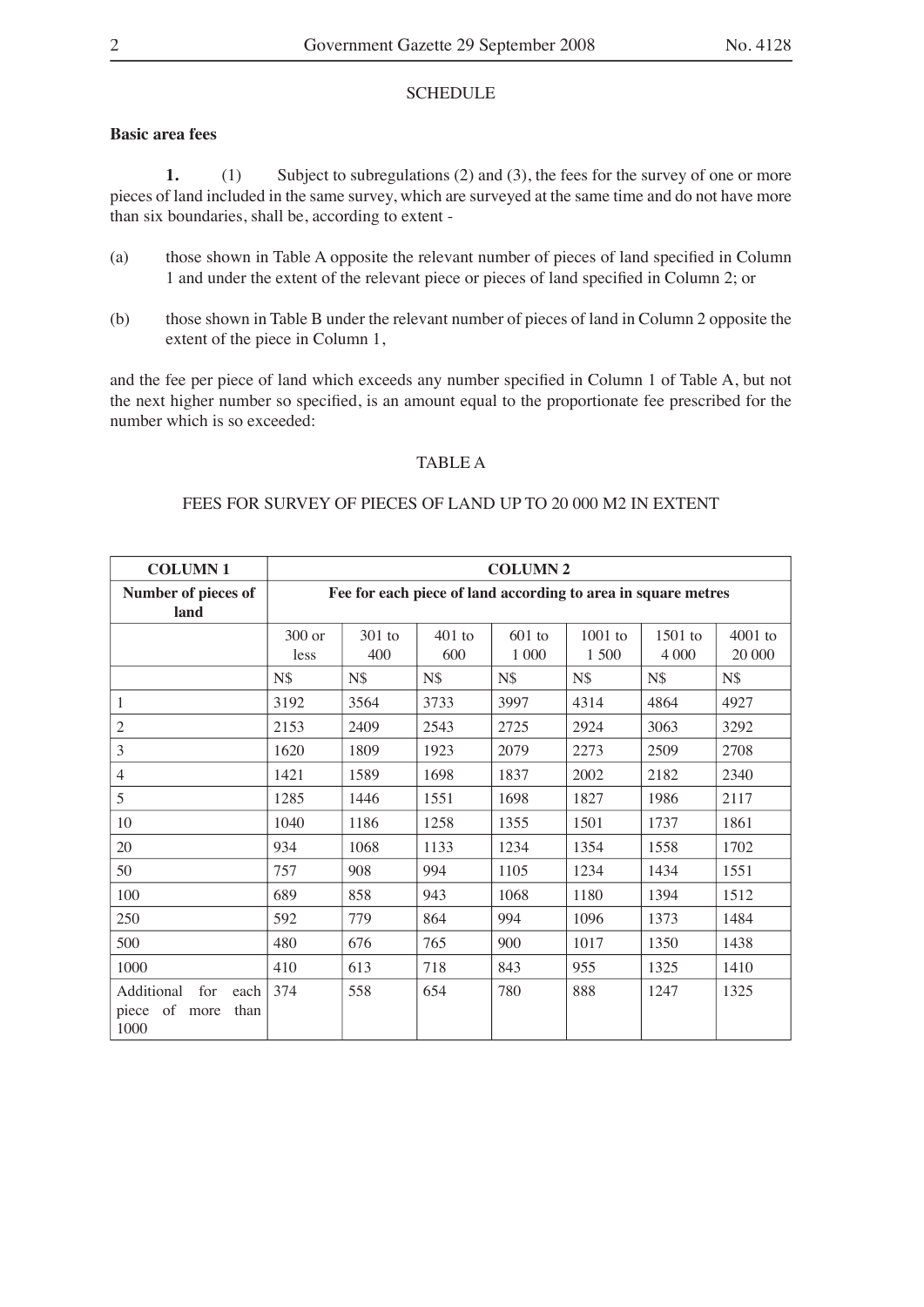## SCHEDULE

**Basic area fees**

**1.** (1) Subject to subregulations (2) and (3), the fees for the survey of one or more pieces of land included in the same survey, which are surveyed at the same time and do not have more than six boundaries, shall be, according to extent -

(a) those shown in Table A opposite the relevant number of pieces of land specified in Column 1 and under the extent of the relevant piece or pieces of land specified in Column 2; or

(b) those shown in Table B under the relevant number of pieces of land in Column 2 opposite the extent of the piece in Column 1,

and the fee per piece of land which exceeds any number specified in Column 1 of Table A, but not the next higher number so specified, is an amount equal to the proportionate fee prescribed for the number which is so exceeded:

### TABLE A

### FEES FOR SURVEY OF PIECES OF LAND UP TO 20 000 M2 IN EXTENT

| **COLUMN 1** | **COLUMN 2** | | | | | | |
|---|---|---|---|---|---|---|---|
| **Number of pieces of land** | **Fee for each piece of land according to area in square metres** | | | | | | |
| | 300 or less | 301 to 400 | 401 to 600 | 601 to 1 000 | 1001 to 1 500 | 1501 to 4 000 | 4001 to 20 000 |
| | N$ | N$ | N$ | N$ | N$ | N$ | N$ |
| 1 | 3192 | 3564 | 3733 | 3997 | 4314 | 4864 | 4927 |
| 2 | 2153 | 2409 | 2543 | 2725 | 2924 | 3063 | 3292 |
| 3 | 1620 | 1809 | 1923 | 2079 | 2273 | 2509 | 2708 |
| 4 | 1421 | 1589 | 1698 | 1837 | 2002 | 2182 | 2340 |
| 5 | 1285 | 1446 | 1551 | 1698 | 1827 | 1986 | 2117 |
| 10 | 1040 | 1186 | 1258 | 1355 | 1501 | 1737 | 1861 |
| 20 | 934 | 1068 | 1133 | 1234 | 1354 | 1558 | 1702 |
| 50 | 757 | 908 | 994 | 1105 | 1234 | 1434 | 1551 |
| 100 | 689 | 858 | 943 | 1068 | 1180 | 1394 | 1512 |
| 250 | 592 | 779 | 864 | 994 | 1096 | 1373 | 1484 |
| 500 | 480 | 676 | 765 | 900 | 1017 | 1350 | 1438 |
| 1000 | 410 | 613 | 718 | 843 | 955 | 1325 | 1410 |
| Additional for each piece of more than 1000 | 374 | 558 | 654 | 780 | 888 | 1247 | 1325 |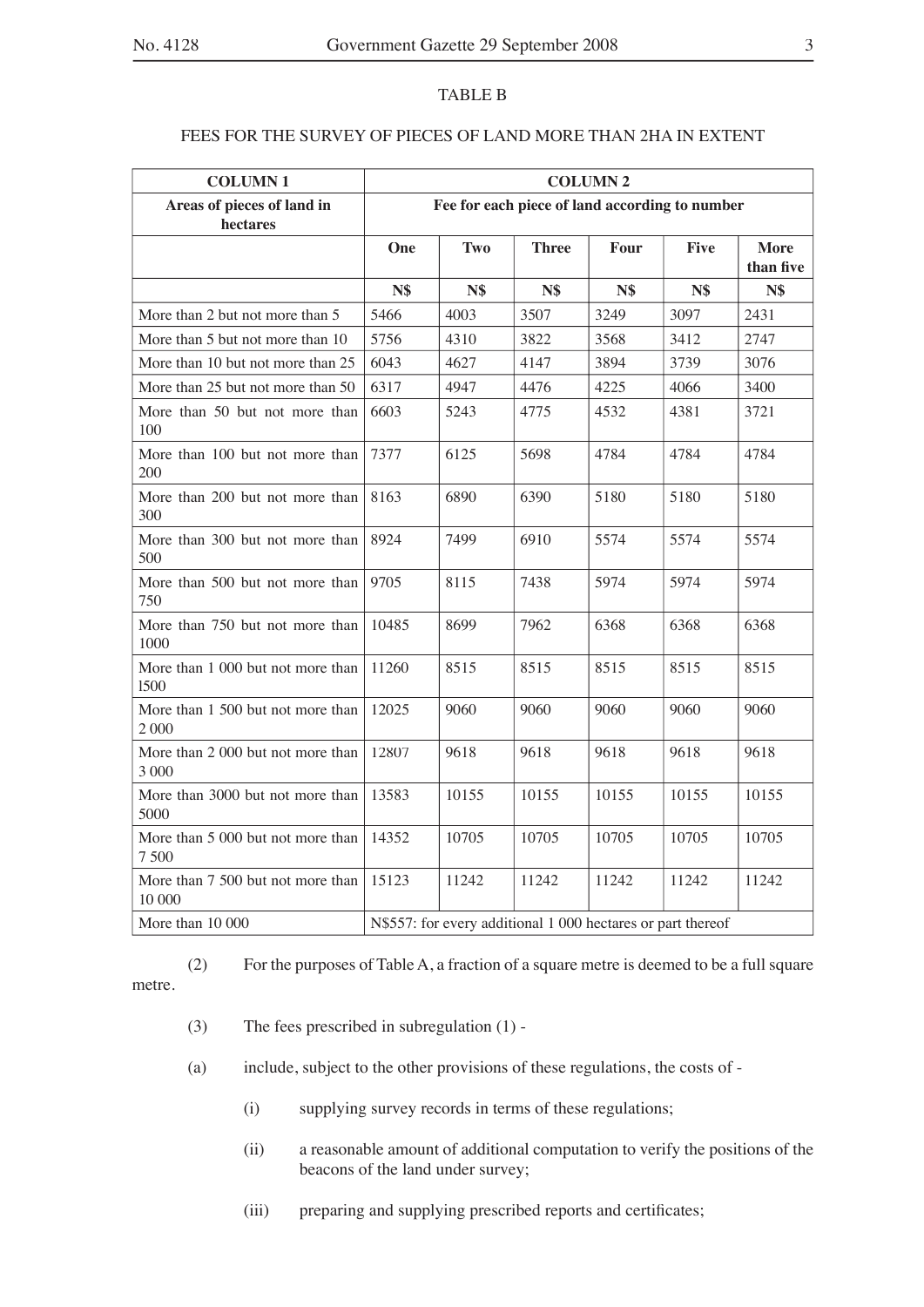TABLE B

FEES FOR THE SURVEY OF PIECES OF LAND MORE THAN 2HA IN EXTENT

| COLUMN 1 | COLUMN 2 | | | | | |
|---|---|---|---|---|---|---|
| Areas of pieces of land in hectares | Fee for each piece of land according to number | | | | | |
| | One | Two | Three | Four | Five | More than five |
| | N$ | N$ | N$ | N$ | N$ | N$ |
| More than 2 but not more than 5 | 5466 | 4003 | 3507 | 3249 | 3097 | 2431 |
| More than 5 but not more than 10 | 5756 | 4310 | 3822 | 3568 | 3412 | 2747 |
| More than 10 but not more than 25 | 6043 | 4627 | 4147 | 3894 | 3739 | 3076 |
| More than 25 but not more than 50 | 6317 | 4947 | 4476 | 4225 | 4066 | 3400 |
| More than 50 but not more than 100 | 6603 | 5243 | 4775 | 4532 | 4381 | 3721 |
| More than 100 but not more than 200 | 7377 | 6125 | 5698 | 4784 | 4784 | 4784 |
| More than 200 but not more than 300 | 8163 | 6890 | 6390 | 5180 | 5180 | 5180 |
| More than 300 but not more than 500 | 8924 | 7499 | 6910 | 5574 | 5574 | 5574 |
| More than 500 but not more than 750 | 9705 | 8115 | 7438 | 5974 | 5974 | 5974 |
| More than 750 but not more than 1000 | 10485 | 8699 | 7962 | 6368 | 6368 | 6368 |
| More than 1 000 but not more than 1500 | 11260 | 8515 | 8515 | 8515 | 8515 | 8515 |
| More than 1 500 but not more than 2 000 | 12025 | 9060 | 9060 | 9060 | 9060 | 9060 |
| More than 2 000 but not more than 3 000 | 12807 | 9618 | 9618 | 9618 | 9618 | 9618 |
| More than 3000 but not more than 5000 | 13583 | 10155 | 10155 | 10155 | 10155 | 10155 |
| More than 5 000 but not more than 7 500 | 14352 | 10705 | 10705 | 10705 | 10705 | 10705 |
| More than 7 500 but not more than 10 000 | 15123 | 11242 | 11242 | 11242 | 11242 | 11242 |
| More than 10 000 | N$557: for every additional 1 000 hectares or part thereof | | | | | |

(2) For the purposes of Table A, a fraction of a square metre is deemed to be a full square metre.

(3) The fees prescribed in subregulation (1) -

(a) include, subject to the other provisions of these regulations, the costs of -

(i) supplying survey records in terms of these regulations;

(ii) a reasonable amount of additional computation to verify the positions of the beacons of the land under survey;

(iii) preparing and supplying prescribed reports and certificates;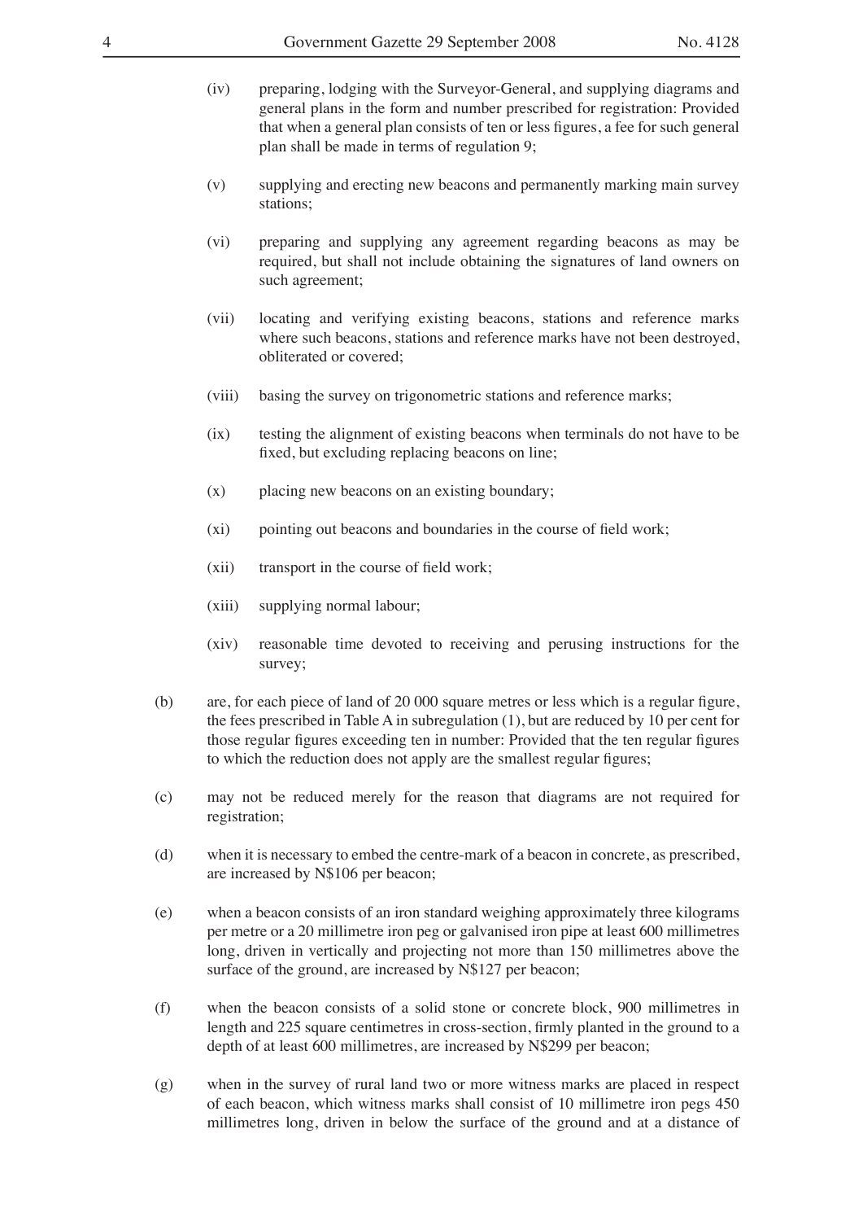(iv) preparing, lodging with the Surveyor-General, and supplying diagrams and general plans in the form and number prescribed for registration: Provided that when a general plan consists of ten or less figures, a fee for such general plan shall be made in terms of regulation 9;

(v) supplying and erecting new beacons and permanently marking main survey stations;

(vi) preparing and supplying any agreement regarding beacons as may be required, but shall not include obtaining the signatures of land owners on such agreement;

(vii) locating and verifying existing beacons, stations and reference marks where such beacons, stations and reference marks have not been destroyed, obliterated or covered;

(viii) basing the survey on trigonometric stations and reference marks;

(ix) testing the alignment of existing beacons when terminals do not have to be fixed, but excluding replacing beacons on line;

(x) placing new beacons on an existing boundary;

(xi) pointing out beacons and boundaries in the course of field work;

(xii) transport in the course of field work;

(xiii) supplying normal labour;

(xiv) reasonable time devoted to receiving and perusing instructions for the survey;

(b) are, for each piece of land of 20 000 square metres or less which is a regular figure, the fees prescribed in Table A in subregulation (1), but are reduced by 10 per cent for those regular figures exceeding ten in number: Provided that the ten regular figures to which the reduction does not apply are the smallest regular figures;

(c) may not be reduced merely for the reason that diagrams are not required for registration;

(d) when it is necessary to embed the centre-mark of a beacon in concrete, as prescribed, are increased by N$106 per beacon;

(e) when a beacon consists of an iron standard weighing approximately three kilograms per metre or a 20 millimetre iron peg or galvanised iron pipe at least 600 millimetres long, driven in vertically and projecting not more than 150 millimetres above the surface of the ground, are increased by N$127 per beacon;

(f) when the beacon consists of a solid stone or concrete block, 900 millimetres in length and 225 square centimetres in cross-section, firmly planted in the ground to a depth of at least 600 millimetres, are increased by N$299 per beacon;

(g) when in the survey of rural land two or more witness marks are placed in respect of each beacon, which witness marks shall consist of 10 millimetre iron pegs 450 millimetres long, driven in below the surface of the ground and at a distance of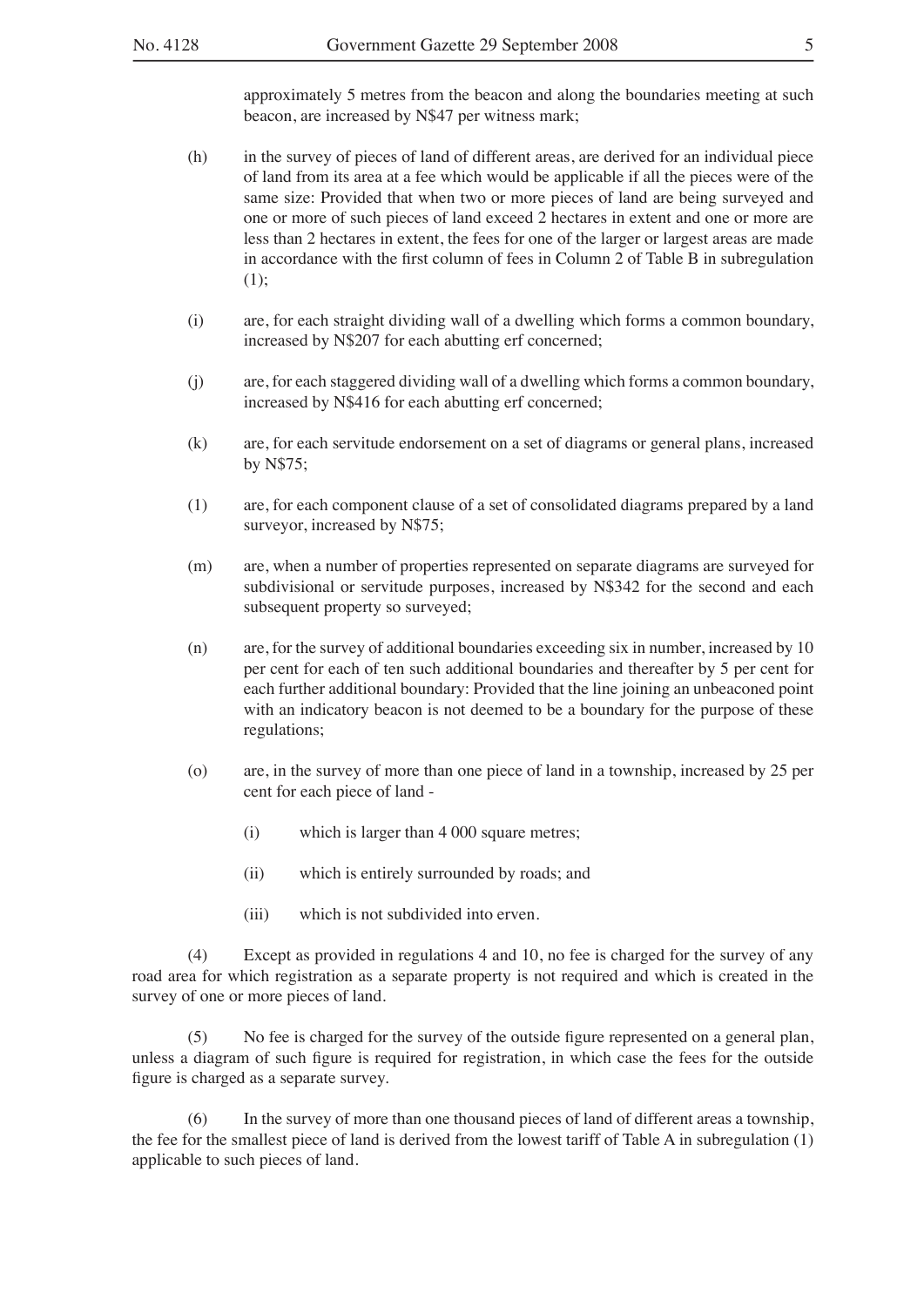approximately 5 metres from the beacon and along the boundaries meeting at such beacon, are increased by N$47 per witness mark;

(h) in the survey of pieces of land of different areas, are derived for an individual piece of land from its area at a fee which would be applicable if all the pieces were of the same size: Provided that when two or more pieces of land are being surveyed and one or more of such pieces of land exceed 2 hectares in extent and one or more are less than 2 hectares in extent, the fees for one of the larger or largest areas are made in accordance with the first column of fees in Column 2 of Table B in subregulation (1);

(i) are, for each straight dividing wall of a dwelling which forms a common boundary, increased by N$207 for each abutting erf concerned;

(j) are, for each staggered dividing wall of a dwelling which forms a common boundary, increased by N$416 for each abutting erf concerned;

(k) are, for each servitude endorsement on a set of diagrams or general plans, increased by N$75;

(1) are, for each component clause of a set of consolidated diagrams prepared by a land surveyor, increased by N$75;

(m) are, when a number of properties represented on separate diagrams are surveyed for subdivisional or servitude purposes, increased by N$342 for the second and each subsequent property so surveyed;

(n) are, for the survey of additional boundaries exceeding six in number, increased by 10 per cent for each of ten such additional boundaries and thereafter by 5 per cent for each further additional boundary: Provided that the line joining an unbeaconed point with an indicatory beacon is not deemed to be a boundary for the purpose of these regulations;

(o) are, in the survey of more than one piece of land in a township, increased by 25 per cent for each piece of land -

(i) which is larger than 4 000 square metres;

(ii) which is entirely surrounded by roads; and

(iii) which is not subdivided into erven.

(4) Except as provided in regulations 4 and 10, no fee is charged for the survey of any road area for which registration as a separate property is not required and which is created in the survey of one or more pieces of land.

(5) No fee is charged for the survey of the outside figure represented on a general plan, unless a diagram of such figure is required for registration, in which case the fees for the outside figure is charged as a separate survey.

(6) In the survey of more than one thousand pieces of land of different areas a township, the fee for the smallest piece of land is derived from the lowest tariff of Table A in subregulation (1) applicable to such pieces of land.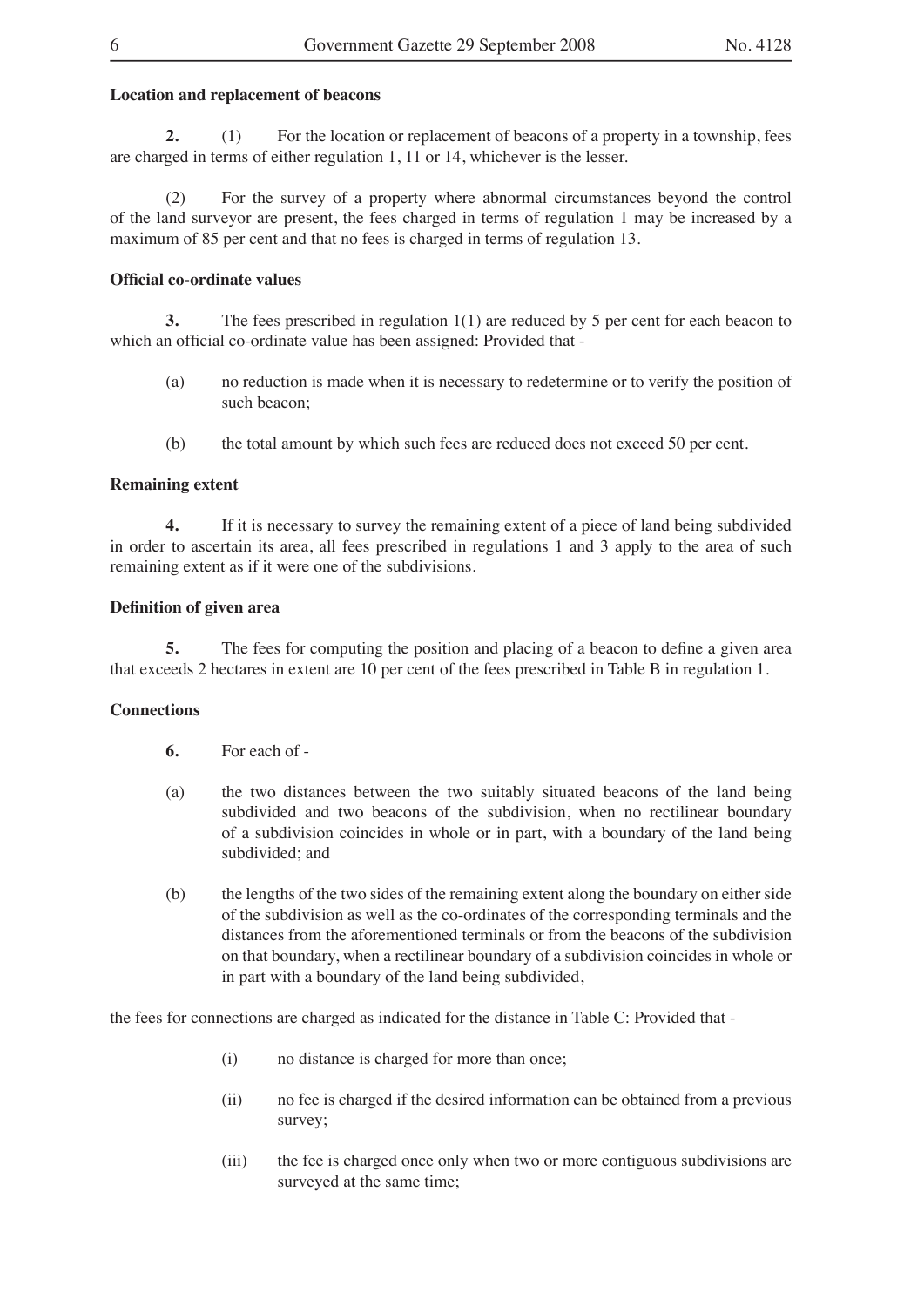**Location and replacement of beacons**

**2.** (1) For the location or replacement of beacons of a property in a township, fees are charged in terms of either regulation 1, 11 or 14, whichever is the lesser.

(2) For the survey of a property where abnormal circumstances beyond the control of the land surveyor are present, the fees charged in terms of regulation 1 may be increased by a maximum of 85 per cent and that no fees is charged in terms of regulation 13.

**Official co-ordinate values**

**3.** The fees prescribed in regulation 1(1) are reduced by 5 per cent for each beacon to which an official co-ordinate value has been assigned: Provided that -

(a) no reduction is made when it is necessary to redetermine or to verify the position of such beacon;

(b) the total amount by which such fees are reduced does not exceed 50 per cent.

**Remaining extent**

**4.** If it is necessary to survey the remaining extent of a piece of land being subdivided in order to ascertain its area, all fees prescribed in regulations 1 and 3 apply to the area of such remaining extent as if it were one of the subdivisions.

**Definition of given area**

**5.** The fees for computing the position and placing of a beacon to define a given area that exceeds 2 hectares in extent are 10 per cent of the fees prescribed in Table B in regulation 1.

**Connections**

**6.** For each of -

(a) the two distances between the two suitably situated beacons of the land being subdivided and two beacons of the subdivision, when no rectilinear boundary of a subdivision coincides in whole or in part, with a boundary of the land being subdivided; and

(b) the lengths of the two sides of the remaining extent along the boundary on either side of the subdivision as well as the co-ordinates of the corresponding terminals and the distances from the aforementioned terminals or from the beacons of the subdivision on that boundary, when a rectilinear boundary of a subdivision coincides in whole or in part with a boundary of the land being subdivided,

the fees for connections are charged as indicated for the distance in Table C: Provided that -

(i) no distance is charged for more than once;

(ii) no fee is charged if the desired information can be obtained from a previous survey;

(iii) the fee is charged once only when two or more contiguous subdivisions are surveyed at the same time;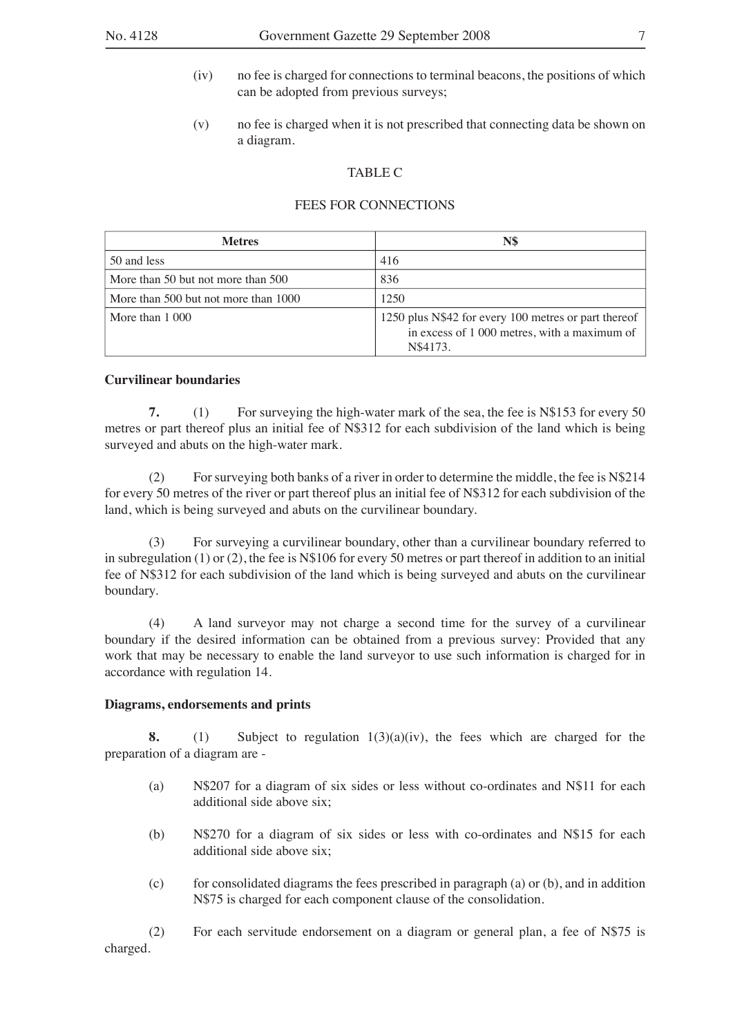(iv) no fee is charged for connections to terminal beacons, the positions of which can be adopted from previous surveys;

(v) no fee is charged when it is not prescribed that connecting data be shown on a diagram.

TABLE C

FEES FOR CONNECTIONS

| Metres | N$ |
|---|---|
| 50 and less | 416 |
| More than 50 but not more than 500 | 836 |
| More than 500 but not more than 1000 | 1250 |
| More than 1 000 | 1250 plus N$42 for every 100 metres or part thereof in excess of 1 000 metres, with a maximum of N$4173. |

**Curvilinear boundaries**

**7.** (1) For surveying the high-water mark of the sea, the fee is N$153 for every 50 metres or part thereof plus an initial fee of N$312 for each subdivision of the land which is being surveyed and abuts on the high-water mark.

(2) For surveying both banks of a river in order to determine the middle, the fee is N$214 for every 50 metres of the river or part thereof plus an initial fee of N$312 for each subdivision of the land, which is being surveyed and abuts on the curvilinear boundary.

(3) For surveying a curvilinear boundary, other than a curvilinear boundary referred to in subregulation (1) or (2), the fee is N$106 for every 50 metres or part thereof in addition to an initial fee of N$312 for each subdivision of the land which is being surveyed and abuts on the curvilinear boundary.

(4) A land surveyor may not charge a second time for the survey of a curvilinear boundary if the desired information can be obtained from a previous survey: Provided that any work that may be necessary to enable the land surveyor to use such information is charged for in accordance with regulation 14.

**Diagrams, endorsements and prints**

**8.** (1) Subject to regulation 1(3)(a)(iv), the fees which are charged for the preparation of a diagram are -

(a) N$207 for a diagram of six sides or less without co-ordinates and N$11 for each additional side above six;

(b) N$270 for a diagram of six sides or less with co-ordinates and N$15 for each additional side above six;

(c) for consolidated diagrams the fees prescribed in paragraph (a) or (b), and in addition N$75 is charged for each component clause of the consolidation.

(2) For each servitude endorsement on a diagram or general plan, a fee of N$75 is charged.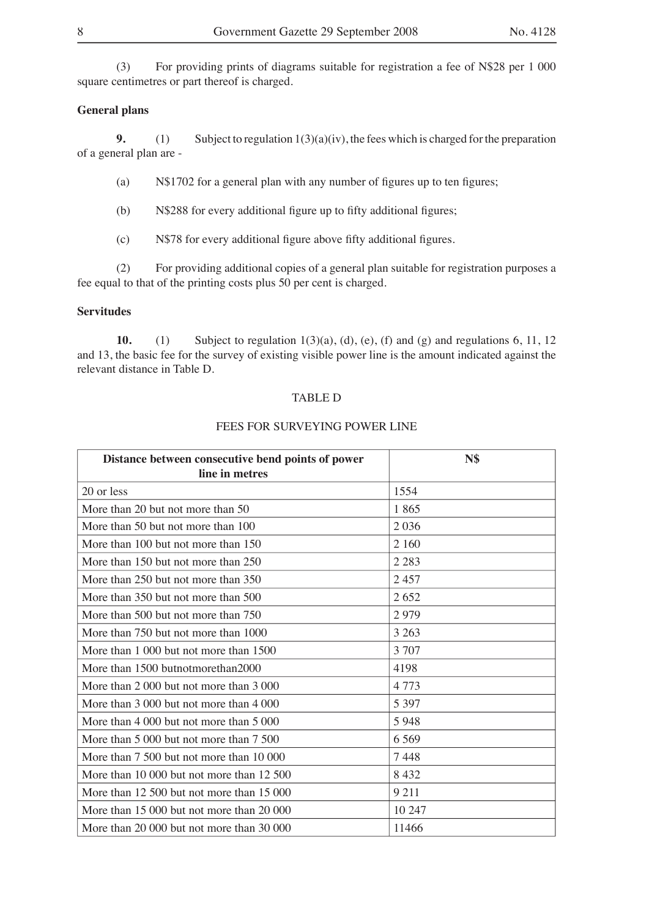(3) For providing prints of diagrams suitable for registration a fee of N$28 per 1 000 square centimetres or part thereof is charged.

**General plans**

**9.** (1) Subject to regulation 1(3)(a)(iv), the fees which is charged for the preparation of a general plan are -

(a) N$1702 for a general plan with any number of figures up to ten figures;

(b) N$288 for every additional figure up to fifty additional figures;

(c) N$78 for every additional figure above fifty additional figures.

(2) For providing additional copies of a general plan suitable for registration purposes a fee equal to that of the printing costs plus 50 per cent is charged.

**Servitudes**

**10.** (1) Subject to regulation 1(3)(a), (d), (e), (f) and (g) and regulations 6, 11, 12 and 13, the basic fee for the survey of existing visible power line is the amount indicated against the relevant distance in Table D.

TABLE D

FEES FOR SURVEYING POWER LINE

| Distance between consecutive bend points of power line in metres | N$ |
|---|---|
| 20 or less | 1554 |
| More than 20 but not more than 50 | 1 865 |
| More than 50 but not more than 100 | 2 036 |
| More than 100 but not more than 150 | 2 160 |
| More than 150 but not more than 250 | 2 283 |
| More than 250 but not more than 350 | 2 457 |
| More than 350 but not more than 500 | 2 652 |
| More than 500 but not more than 750 | 2 979 |
| More than 750 but not more than 1000 | 3 263 |
| More than 1 000 but not more than 1500 | 3 707 |
| More than 1500 butnotmorethan2000 | 4198 |
| More than 2 000 but not more than 3 000 | 4 773 |
| More than 3 000 but not more than 4 000 | 5 397 |
| More than 4 000 but not more than 5 000 | 5 948 |
| More than 5 000 but not more than 7 500 | 6 569 |
| More than 7 500 but not more than 10 000 | 7 448 |
| More than 10 000 but not more than 12 500 | 8 432 |
| More than 12 500 but not more than 15 000 | 9 211 |
| More than 15 000 but not more than 20 000 | 10 247 |
| More than 20 000 but not more than 30 000 | 11466 |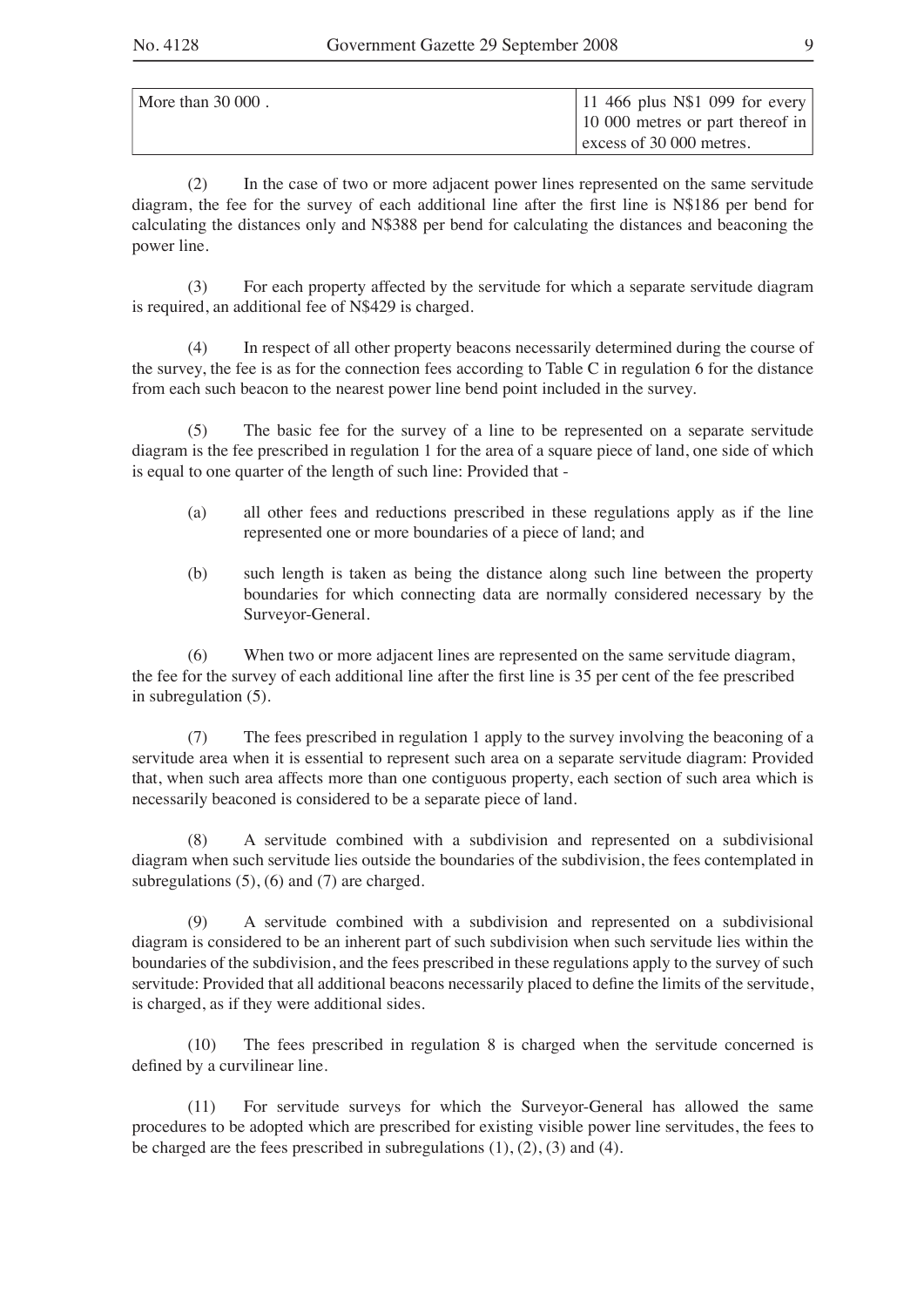| More than 30 000 . | 11 466 plus N$1 099 for every 10 000 metres or part thereof in excess of 30 000 metres. |
|---|---|

(2) In the case of two or more adjacent power lines represented on the same servitude diagram, the fee for the survey of each additional line after the first line is N$186 per bend for calculating the distances only and N$388 per bend for calculating the distances and beaconing the power line.

(3) For each property affected by the servitude for which a separate servitude diagram is required, an additional fee of N$429 is charged.

(4) In respect of all other property beacons necessarily determined during the course of the survey, the fee is as for the connection fees according to Table C in regulation 6 for the distance from each such beacon to the nearest power line bend point included in the survey.

(5) The basic fee for the survey of a line to be represented on a separate servitude diagram is the fee prescribed in regulation 1 for the area of a square piece of land, one side of which is equal to one quarter of the length of such line: Provided that -

(a) all other fees and reductions prescribed in these regulations apply as if the line represented one or more boundaries of a piece of land; and

(b) such length is taken as being the distance along such line between the property boundaries for which connecting data are normally considered necessary by the Surveyor-General.

(6) When two or more adjacent lines are represented on the same servitude diagram, the fee for the survey of each additional line after the first line is 35 per cent of the fee prescribed in subregulation (5).

(7) The fees prescribed in regulation 1 apply to the survey involving the beaconing of a servitude area when it is essential to represent such area on a separate servitude diagram: Provided that, when such area affects more than one contiguous property, each section of such area which is necessarily beaconed is considered to be a separate piece of land.

(8) A servitude combined with a subdivision and represented on a subdivisional diagram when such servitude lies outside the boundaries of the subdivision, the fees contemplated in subregulations (5), (6) and (7) are charged.

(9) A servitude combined with a subdivision and represented on a subdivisional diagram is considered to be an inherent part of such subdivision when such servitude lies within the boundaries of the subdivision, and the fees prescribed in these regulations apply to the survey of such servitude: Provided that all additional beacons necessarily placed to define the limits of the servitude, is charged, as if they were additional sides.

(10) The fees prescribed in regulation 8 is charged when the servitude concerned is defined by a curvilinear line.

(11) For servitude surveys for which the Surveyor-General has allowed the same procedures to be adopted which are prescribed for existing visible power line servitudes, the fees to be charged are the fees prescribed in subregulations (1), (2), (3) and (4).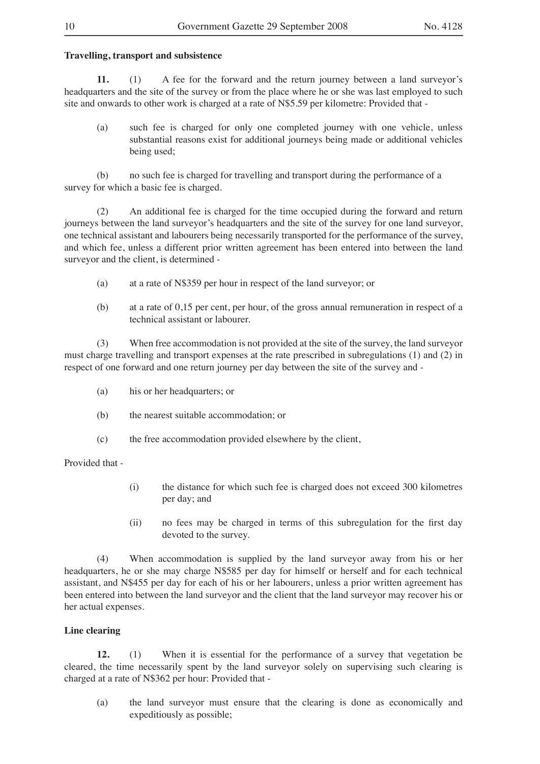**Travelling, transport and subsistence**

**11.** (1) A fee for the forward and the return journey between a land surveyor's headquarters and the site of the survey or from the place where he or she was last employed to such site and onwards to other work is charged at a rate of N$5.59 per kilometre: Provided that -

(a) such fee is charged for only one completed journey with one vehicle, unless substantial reasons exist for additional journeys being made or additional vehicles being used;

(b) no such fee is charged for travelling and transport during the performance of a survey for which a basic fee is charged.

(2) An additional fee is charged for the time occupied during the forward and return journeys between the land surveyor's headquarters and the site of the survey for one land surveyor, one technical assistant and labourers being necessarily transported for the performance of the survey, and which fee, unless a different prior written agreement has been entered into between the land surveyor and the client, is determined -

(a) at a rate of N$359 per hour in respect of the land surveyor; or

(b) at a rate of 0,15 per cent, per hour, of the gross annual remuneration in respect of a technical assistant or labourer.

(3) When free accommodation is not provided at the site of the survey, the land surveyor must charge travelling and transport expenses at the rate prescribed in subregulations (1) and (2) in respect of one forward and one return journey per day between the site of the survey and -

(a) his or her headquarters; or

(b) the nearest suitable accommodation; or

(c) the free accommodation provided elsewhere by the client,

Provided that -

(i) the distance for which such fee is charged does not exceed 300 kilometres per day; and

(ii) no fees may be charged in terms of this subregulation for the first day devoted to the survey.

(4) When accommodation is supplied by the land surveyor away from his or her headquarters, he or she may charge N$585 per day for himself or herself and for each technical assistant, and N$455 per day for each of his or her labourers, unless a prior written agreement has been entered into between the land surveyor and the client that the land surveyor may recover his or her actual expenses.

**Line clearing**

**12.** (1) When it is essential for the performance of a survey that vegetation be cleared, the time necessarily spent by the land surveyor solely on supervising such clearing is charged at a rate of N$362 per hour: Provided that -

(a) the land surveyor must ensure that the clearing is done as economically and expeditiously as possible;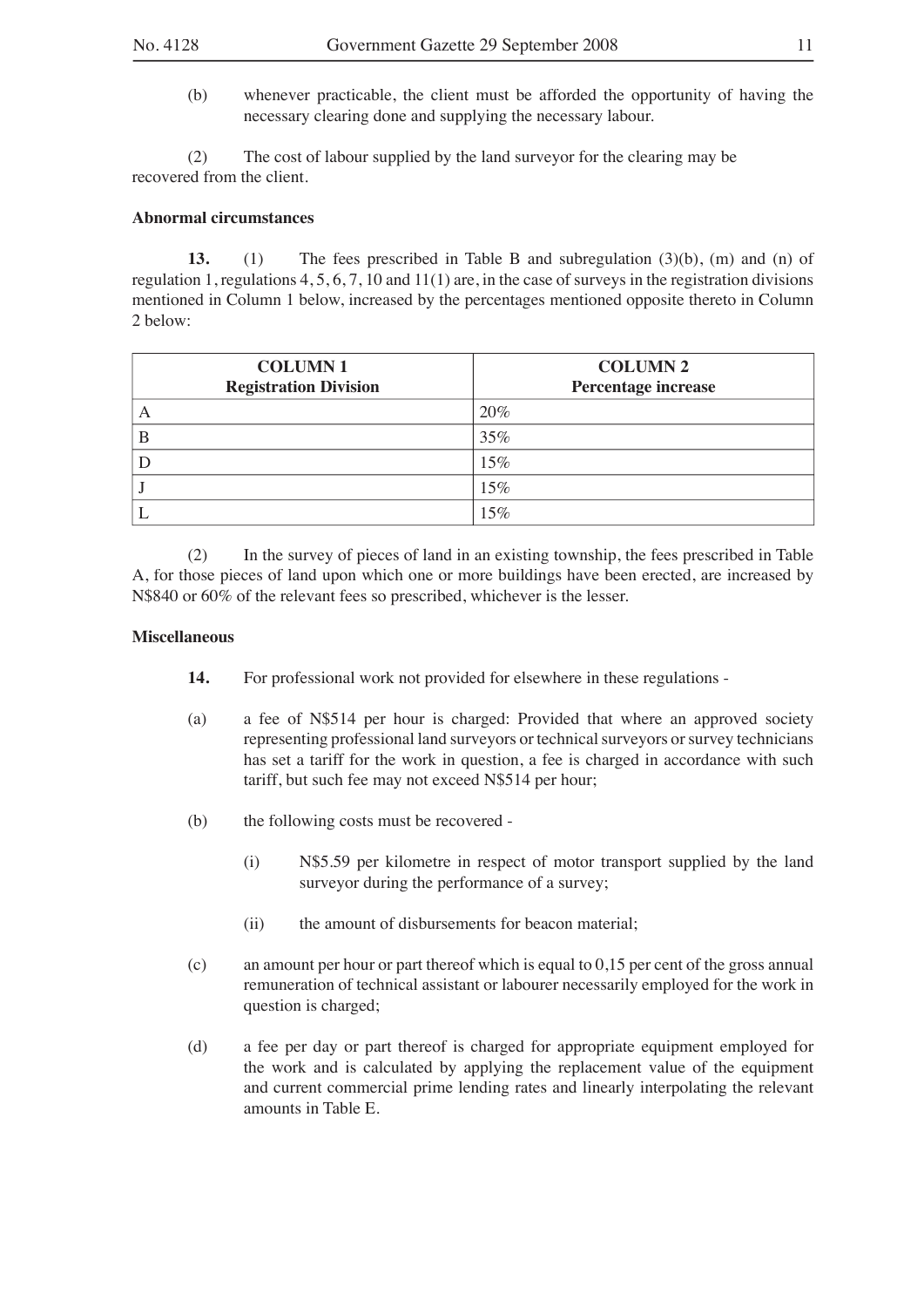(b) whenever practicable, the client must be afforded the opportunity of having the necessary clearing done and supplying the necessary labour.

(2) The cost of labour supplied by the land surveyor for the clearing may be recovered from the client.

**Abnormal circumstances**

**13.** (1) The fees prescribed in Table B and subregulation (3)(b), (m) and (n) of regulation 1, regulations 4, 5, 6, 7, 10 and 11(1) are, in the case of surveys in the registration divisions mentioned in Column 1 below, increased by the percentages mentioned opposite thereto in Column 2 below:

| COLUMN 1<br>Registration Division | COLUMN 2<br>Percentage increase |
|---|---|
| A | 20% |
| B | 35% |
| D | 15% |
| J | 15% |
| L | 15% |

(2) In the survey of pieces of land in an existing township, the fees prescribed in Table A, for those pieces of land upon which one or more buildings have been erected, are increased by N$840 or 60% of the relevant fees so prescribed, whichever is the lesser.

**Miscellaneous**

**14.** For professional work not provided for elsewhere in these regulations -

(a) a fee of N$514 per hour is charged: Provided that where an approved society representing professional land surveyors or technical surveyors or survey technicians has set a tariff for the work in question, a fee is charged in accordance with such tariff, but such fee may not exceed N$514 per hour;

(b) the following costs must be recovered -

(i) N$5.59 per kilometre in respect of motor transport supplied by the land surveyor during the performance of a survey;

(ii) the amount of disbursements for beacon material;

(c) an amount per hour or part thereof which is equal to 0,15 per cent of the gross annual remuneration of technical assistant or labourer necessarily employed for the work in question is charged;

(d) a fee per day or part thereof is charged for appropriate equipment employed for the work and is calculated by applying the replacement value of the equipment and current commercial prime lending rates and linearly interpolating the relevant amounts in Table E.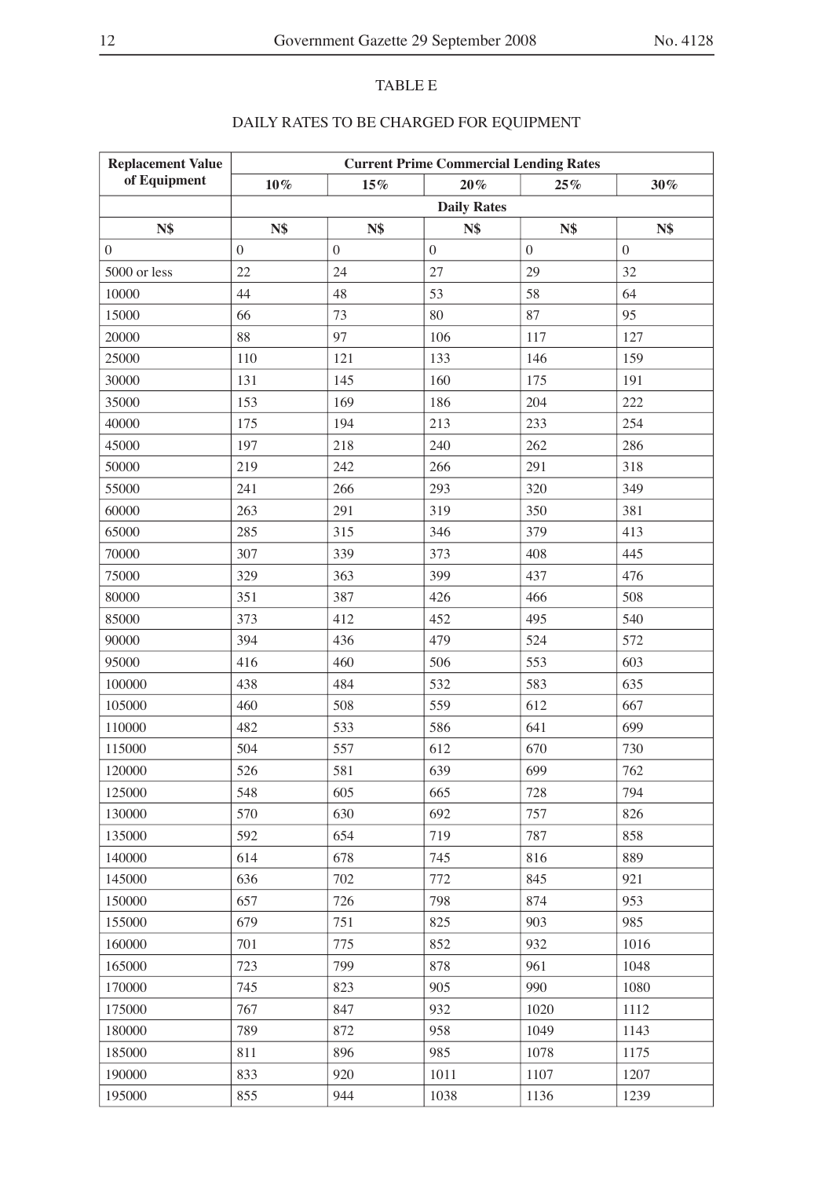## TABLE E

### DAILY RATES TO BE CHARGED FOR EQUIPMENT

| Replacement Value of Equipment | Current Prime Commercial Lending Rates | | | | |
|---|---|---|---|---|---|
| | 10% | 15% | 20% | 25% | 30% |
| | Daily Rates | | | | |
| N$ | N$ | N$ | N$ | N$ | N$ |
| 0 | 0 | 0 | 0 | 0 | 0 |
| 5000 or less | 22 | 24 | 27 | 29 | 32 |
| 10000 | 44 | 48 | 53 | 58 | 64 |
| 15000 | 66 | 73 | 80 | 87 | 95 |
| 20000 | 88 | 97 | 106 | 117 | 127 |
| 25000 | 110 | 121 | 133 | 146 | 159 |
| 30000 | 131 | 145 | 160 | 175 | 191 |
| 35000 | 153 | 169 | 186 | 204 | 222 |
| 40000 | 175 | 194 | 213 | 233 | 254 |
| 45000 | 197 | 218 | 240 | 262 | 286 |
| 50000 | 219 | 242 | 266 | 291 | 318 |
| 55000 | 241 | 266 | 293 | 320 | 349 |
| 60000 | 263 | 291 | 319 | 350 | 381 |
| 65000 | 285 | 315 | 346 | 379 | 413 |
| 70000 | 307 | 339 | 373 | 408 | 445 |
| 75000 | 329 | 363 | 399 | 437 | 476 |
| 80000 | 351 | 387 | 426 | 466 | 508 |
| 85000 | 373 | 412 | 452 | 495 | 540 |
| 90000 | 394 | 436 | 479 | 524 | 572 |
| 95000 | 416 | 460 | 506 | 553 | 603 |
| 100000 | 438 | 484 | 532 | 583 | 635 |
| 105000 | 460 | 508 | 559 | 612 | 667 |
| 110000 | 482 | 533 | 586 | 641 | 699 |
| 115000 | 504 | 557 | 612 | 670 | 730 |
| 120000 | 526 | 581 | 639 | 699 | 762 |
| 125000 | 548 | 605 | 665 | 728 | 794 |
| 130000 | 570 | 630 | 692 | 757 | 826 |
| 135000 | 592 | 654 | 719 | 787 | 858 |
| 140000 | 614 | 678 | 745 | 816 | 889 |
| 145000 | 636 | 702 | 772 | 845 | 921 |
| 150000 | 657 | 726 | 798 | 874 | 953 |
| 155000 | 679 | 751 | 825 | 903 | 985 |
| 160000 | 701 | 775 | 852 | 932 | 1016 |
| 165000 | 723 | 799 | 878 | 961 | 1048 |
| 170000 | 745 | 823 | 905 | 990 | 1080 |
| 175000 | 767 | 847 | 932 | 1020 | 1112 |
| 180000 | 789 | 872 | 958 | 1049 | 1143 |
| 185000 | 811 | 896 | 985 | 1078 | 1175 |
| 190000 | 833 | 920 | 1011 | 1107 | 1207 |
| 195000 | 855 | 944 | 1038 | 1136 | 1239 |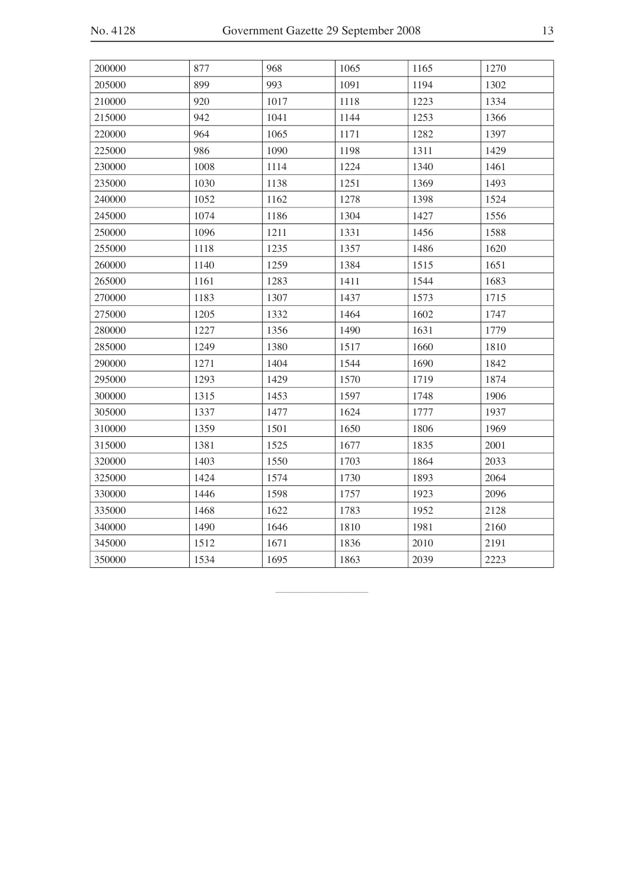| | | | | | |
|---|---|---|---|---|---|
| 200000 | 877 | 968 | 1065 | 1165 | 1270 |
| 205000 | 899 | 993 | 1091 | 1194 | 1302 |
| 210000 | 920 | 1017 | 1118 | 1223 | 1334 |
| 215000 | 942 | 1041 | 1144 | 1253 | 1366 |
| 220000 | 964 | 1065 | 1171 | 1282 | 1397 |
| 225000 | 986 | 1090 | 1198 | 1311 | 1429 |
| 230000 | 1008 | 1114 | 1224 | 1340 | 1461 |
| 235000 | 1030 | 1138 | 1251 | 1369 | 1493 |
| 240000 | 1052 | 1162 | 1278 | 1398 | 1524 |
| 245000 | 1074 | 1186 | 1304 | 1427 | 1556 |
| 250000 | 1096 | 1211 | 1331 | 1456 | 1588 |
| 255000 | 1118 | 1235 | 1357 | 1486 | 1620 |
| 260000 | 1140 | 1259 | 1384 | 1515 | 1651 |
| 265000 | 1161 | 1283 | 1411 | 1544 | 1683 |
| 270000 | 1183 | 1307 | 1437 | 1573 | 1715 |
| 275000 | 1205 | 1332 | 1464 | 1602 | 1747 |
| 280000 | 1227 | 1356 | 1490 | 1631 | 1779 |
| 285000 | 1249 | 1380 | 1517 | 1660 | 1810 |
| 290000 | 1271 | 1404 | 1544 | 1690 | 1842 |
| 295000 | 1293 | 1429 | 1570 | 1719 | 1874 |
| 300000 | 1315 | 1453 | 1597 | 1748 | 1906 |
| 305000 | 1337 | 1477 | 1624 | 1777 | 1937 |
| 310000 | 1359 | 1501 | 1650 | 1806 | 1969 |
| 315000 | 1381 | 1525 | 1677 | 1835 | 2001 |
| 320000 | 1403 | 1550 | 1703 | 1864 | 2033 |
| 325000 | 1424 | 1574 | 1730 | 1893 | 2064 |
| 330000 | 1446 | 1598 | 1757 | 1923 | 2096 |
| 335000 | 1468 | 1622 | 1783 | 1952 | 2128 |
| 340000 | 1490 | 1646 | 1810 | 1981 | 2160 |
| 345000 | 1512 | 1671 | 1836 | 2010 | 2191 |
| 350000 | 1534 | 1695 | 1863 | 2039 | 2223 |